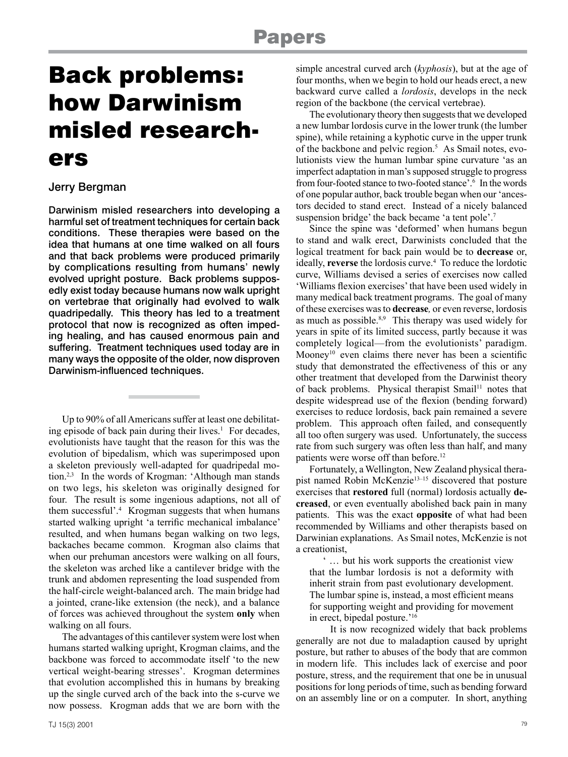# Back problems: how Darwinism misled researchers

Jerry Bergman

**Darwinism misled researchers into developing a harmful set of treatment techniques for certain back conditions. These therapies were based on the idea that humans at one time walked on all fours and that back problems were produced primarily by complications resulting from humans' newly evolved upright posture. Back problems supposedly exist today because humans now walk upright on vertebrae that originally had evolved to walk quadripedally. This theory has led to a treatment protocol that now is recognized as often impeding healing, and has caused enormous pain and suffering. Treatment techniques used today are in many ways the opposite of the older, now disproven Darwinism-influenced techniques.**

Up to 90% of all Americans suffer at least one debilitating episode of back pain during their lives.[1] For decades, evolutionists have taught that the reason for this was the evolution of bipedalism, which was superimposed upon a skeleton previously well-adapted for quadripedal motion.[2,3] In the words of Krogman: 'Although man stands on two legs, his skeleton was originally designed for four. The result is some ingenious adaptions, not all of them successful'.[4] Krogman suggests that when humans started walking upright 'a terrific mechanical imbalance' resulted, and when humans began walking on two legs, backaches became common. Krogman also claims that when our prehuman ancestors were walking on all fours, the skeleton was arched like a cantilever bridge with the trunk and abdomen representing the load suspended from the half-circle weight-balanced arch. The main bridge had a jointed, crane-like extension (the neck), and a balance of forces was achieved throughout the system **only** when walking on all fours.

The advantages of this cantilever system were lost when humans started walking upright, Krogman claims, and the backbone was forced to accommodate itself 'to the new vertical weight-bearing stresses'. Krogman determines that evolution accomplished this in humans by breaking up the single curved arch of the back into the s-curve we now possess. Krogman adds that we are born with the simple ancestral curved arch (*kyphosis*), but at the age of four months, when we begin to hold our heads erect, a new backward curve called a *lordosis*, develops in the neck region of the backbone (the cervical vertebrae).

The evolutionary theory then suggests that we developed a new lumbar lordosis curve in the lower trunk (the lumber spine), while retaining a kyphotic curve in the upper trunk of the backbone and pelvic region.[5] As Smail notes, evolutionists view the human lumbar spine curvature 'as an imperfect adaptation in man's supposed struggle to progress from four-footed stance to two-footed stance'.[6] In the words of one popular author, back trouble began when our 'ancestors decided to stand erect. Instead of a nicely balanced suspension bridge' the back became 'a tent pole'.[7]

Since the spine was 'deformed' when humans begun to stand and walk erect, Darwinists concluded that the logical treatment for back pain would be to **decrease** or, ideally, **reverse** the lordosis curve.[4] To reduce the lordotic curve, Williams devised a series of exercises now called 'Williams flexion exercises' that have been used widely in many medical back treatment programs. The goal of many of these exercises was to **decrease***,* or even reverse, lordosis as much as possible.[8,9] This therapy was used widely for years in spite of its limited success, partly because it was completely logical—from the evolutionists' paradigm. Mooney[10] even claims there never has been a scientific study that demonstrated the effectiveness of this or any other treatment that developed from the Darwinist theory of back problems. Physical therapist Smail[11] notes that despite widespread use of the flexion (bending forward) exercises to reduce lordosis, back pain remained a severe problem. This approach often failed, and consequently all too often surgery was used. Unfortunately, the success rate from such surgery was often less than half, and many patients were worse off than before.[12]

Fortunately, a Wellington, New Zealand physical therapist named Robin McKenzie[13–15] discovered that posture exercises that **restored** full (normal) lordosis actually **decreased**, or even eventually abolished back pain in many patients. This was the exact **opposite** of what had been recommended by Williams and other therapists based on Darwinian explanations. As Smail notes, McKenzie is not a creationist,

> ' … but his work supports the creationist view that the lumbar lordosis is not a deformity with inherit strain from past evolutionary development. The lumbar spine is, instead, a most efficient means for supporting weight and providing for movement in erect, bipedal posture.'[16]

It is now recognized widely that back problems generally are not due to maladaption caused by upright posture, but rather to abuses of the body that are common in modern life. This includes lack of exercise and poor posture, stress, and the requirement that one be in unusual positions for long periods of time, such as bending forward on an assembly line or on a computer. In short, anything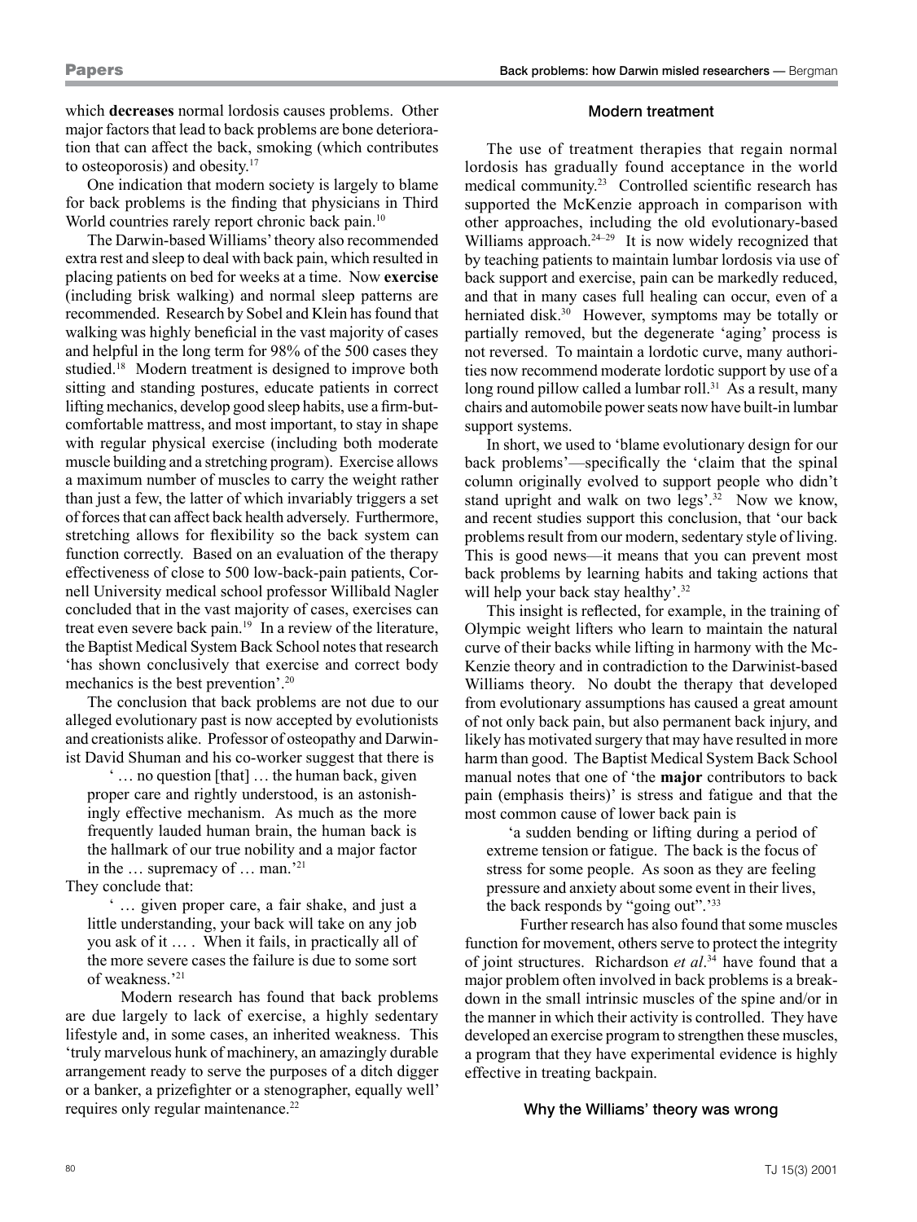which **decreases** normal lordosis causes problems. Other major factors that lead to back problems are bone deterioration that can affect the back, smoking (which contributes to osteoporosis) and obesity.[17]

One indication that modern society is largely to blame for back problems is the finding that physicians in Third World countries rarely report chronic back pain.[10]

The Darwin-based Williams' theory also recommended extra rest and sleep to deal with back pain, which resulted in placing patients on bed for weeks at a time. Now **exercise** (including brisk walking) and normal sleep patterns are recommended. Research by Sobel and Klein has found that walking was highly beneficial in the vast majority of cases and helpful in the long term for 98% of the 500 cases they studied.[18] Modern treatment is designed to improve both sitting and standing postures, educate patients in correct lifting mechanics, develop good sleep habits, use a firm-but-comfortable mattress, and most important, to stay in shape with regular physical exercise (including both moderate muscle building and a stretching program). Exercise allows a maximum number of muscles to carry the weight rather than just a few, the latter of which invariably triggers a set of forces that can affect back health adversely. Furthermore, stretching allows for flexibility so the back system can function correctly. Based on an evaluation of the therapy effectiveness of close to 500 low-back-pain patients, Cornell University medical school professor Willibald Nagler concluded that in the vast majority of cases, exercises can treat even severe back pain.[19] In a review of the literature, the Baptist Medical System Back School notes that research 'has shown conclusively that exercise and correct body mechanics is the best prevention'.[20]

The conclusion that back problems are not due to our alleged evolutionary past is now accepted by evolutionists and creationists alike. Professor of osteopathy and Darwinist David Shuman and his co-worker suggest that there is

> ' … no question [that] … the human back, given proper care and rightly understood, is an astonishingly effective mechanism. As much as the more frequently lauded human brain, the human back is the hallmark of our true nobility and a major factor in the … supremacy of … man.'[21]

They conclude that:

> ' … given proper care, a fair shake, and just a little understanding, your back will take on any job you ask of it … . When it fails, in practically all of the more severe cases the failure is due to some sort of weakness.'[21]

Modern research has found that back problems are due largely to lack of exercise, a highly sedentary lifestyle and, in some cases, an inherited weakness. This 'truly marvelous hunk of machinery, an amazingly durable arrangement ready to serve the purposes of a ditch digger or a banker, a prizefighter or a stenographer, equally well' requires only regular maintenance.[22]

## Modern treatment

The use of treatment therapies that regain normal lordosis has gradually found acceptance in the world medical community.[23] Controlled scientific research has supported the McKenzie approach in comparison with other approaches, including the old evolutionary-based Williams approach.[24–29] It is now widely recognized that by teaching patients to maintain lumbar lordosis via use of back support and exercise, pain can be markedly reduced, and that in many cases full healing can occur, even of a herniated disk.[30] However, symptoms may be totally or partially removed, but the degenerate 'aging' process is not reversed. To maintain a lordotic curve, many authorities now recommend moderate lordotic support by use of a long round pillow called a lumbar roll.[31] As a result, many chairs and automobile power seats now have built-in lumbar support systems.

In short, we used to 'blame evolutionary design for our back problems'—specifically the 'claim that the spinal column originally evolved to support people who didn't stand upright and walk on two legs'.[32] Now we know, and recent studies support this conclusion, that 'our back problems result from our modern, sedentary style of living. This is good news—it means that you can prevent most back problems by learning habits and taking actions that will help your back stay healthy'.[32]

This insight is reflected, for example, in the training of Olympic weight lifters who learn to maintain the natural curve of their backs while lifting in harmony with the McKenzie theory and in contradiction to the Darwinist-based Williams theory. No doubt the therapy that developed from evolutionary assumptions has caused a great amount of not only back pain, but also permanent back injury, and likely has motivated surgery that may have resulted in more harm than good. The Baptist Medical System Back School manual notes that one of 'the **major** contributors to back pain (emphasis theirs)' is stress and fatigue and that the most common cause of lower back pain is

> 'a sudden bending or lifting during a period of extreme tension or fatigue. The back is the focus of stress for some people. As soon as they are feeling pressure and anxiety about some event in their lives, the back responds by "going out".'[33]

Further research has also found that some muscles function for movement, others serve to protect the integrity of joint structures. Richardson *et al*.[34] have found that a major problem often involved in back problems is a breakdown in the small intrinsic muscles of the spine and/or in the manner in which their activity is controlled. They have developed an exercise program to strengthen these muscles, a program that they have experimental evidence is highly effective in treating backpain.

## Why the Williams' theory was wrong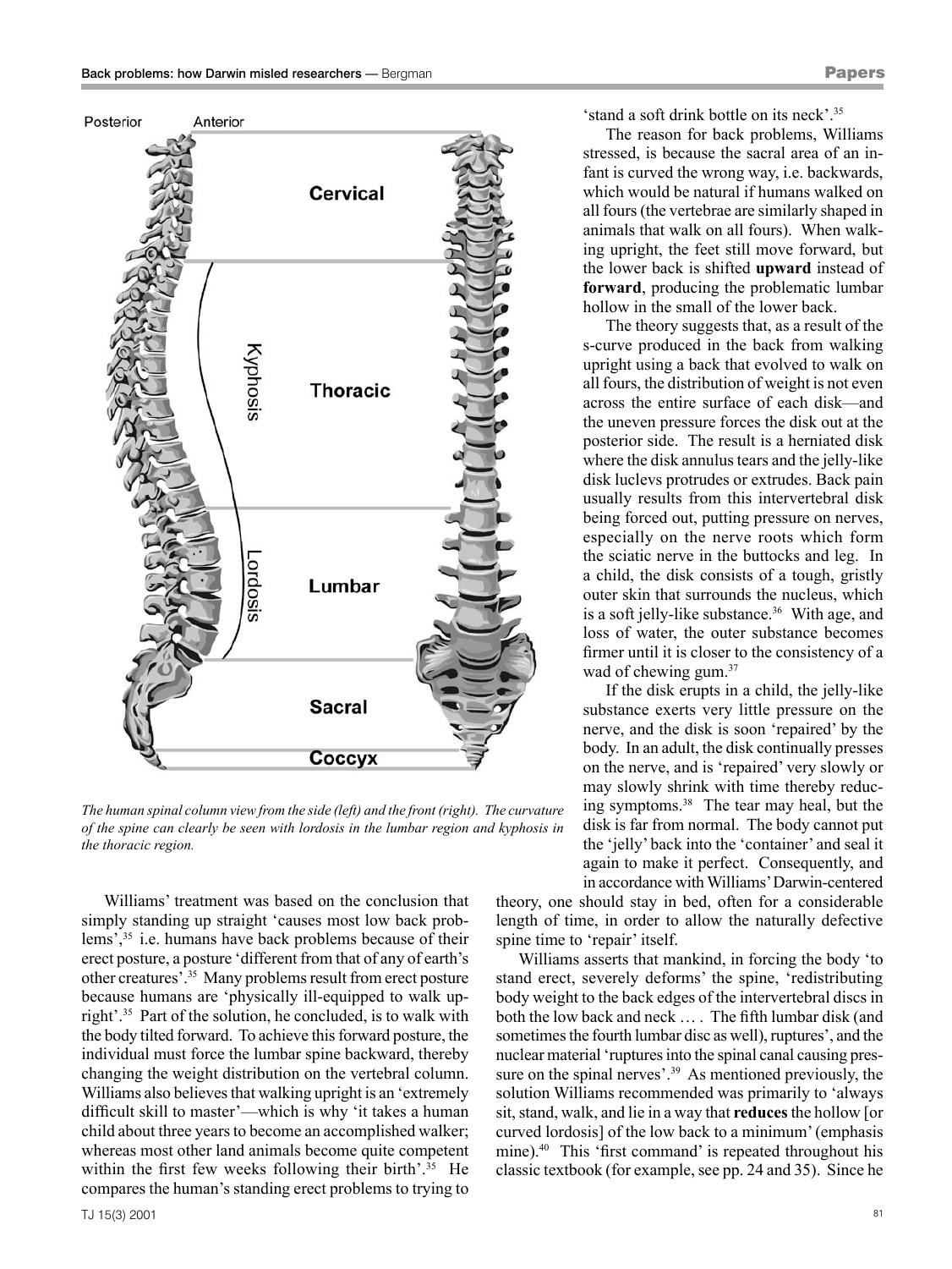*The human spinal column view from the side (left) and the front (right). The curvature of the spine can clearly be seen with lordosis in the lumbar region and kyphosis in the thoracic region.*

Williams' treatment was based on the conclusion that simply standing up straight 'causes most low back problems',[35] i.e. humans have back problems because of their erect posture, a posture 'different from that of any of earth's other creatures'.[35] Many problems result from erect posture because humans are 'physically ill-equipped to walk upright'.[35] Part of the solution, he concluded, is to walk with the body tilted forward. To achieve this forward posture, the individual must force the lumbar spine backward, thereby changing the weight distribution on the vertebral column. Williams also believes that walking upright is an 'extremely difficult skill to master'—which is why 'it takes a human child about three years to become an accomplished walker; whereas most other land animals become quite competent within the first few weeks following their birth'.[35] He compares the human's standing erect problems to trying to 'stand a soft drink bottle on its neck'.[35]

The reason for back problems, Williams stressed, is because the sacral area of an infant is curved the wrong way, i.e. backwards, which would be natural if humans walked on all fours (the vertebrae are similarly shaped in animals that walk on all fours). When walking upright, the feet still move forward, but the lower back is shifted **upward** instead of **forward**, producing the problematic lumbar hollow in the small of the lower back.

The theory suggests that, as a result of the s-curve produced in the back from walking upright using a back that evolved to walk on all fours, the distribution of weight is not even across the entire surface of each disk—and the uneven pressure forces the disk out at the posterior side. The result is a herniated disk where the disk annulus tears and the jelly-like disk luclevs protrudes or extrudes. Back pain usually results from this intervertebral disk being forced out, putting pressure on nerves, especially on the nerve roots which form the sciatic nerve in the buttocks and leg. In a child, the disk consists of a tough, gristly outer skin that surrounds the nucleus, which is a soft jelly-like substance.[36] With age, and loss of water, the outer substance becomes firmer until it is closer to the consistency of a wad of chewing gum.[37]

If the disk erupts in a child, the jelly-like substance exerts very little pressure on the nerve, and the disk is soon 'repaired' by the body. In an adult, the disk continually presses on the nerve, and is 'repaired' very slowly or may slowly shrink with time thereby reducing symptoms.[38] The tear may heal, but the disk is far from normal. The body cannot put the 'jelly' back into the 'container' and seal it again to make it perfect. Consequently, and in accordance with Williams' Darwin-centered theory, one should stay in bed, often for a considerable length of time, in order to allow the naturally defective spine time to 'repair' itself.

Williams asserts that mankind, in forcing the body 'to stand erect, severely deforms' the spine, 'redistributing body weight to the back edges of the intervertebral discs in both the low back and neck … . The fifth lumbar disk (and sometimes the fourth lumbar disc as well), ruptures', and the nuclear material 'ruptures into the spinal canal causing pressure on the spinal nerves'.[39] As mentioned previously, the solution Williams recommended was primarily to 'always sit, stand, walk, and lie in a way that **reduces** the hollow [or curved lordosis] of the low back to a minimum' (emphasis mine).[40] This 'first command' is repeated throughout his classic textbook (for example, see pp. 24 and 35). Since he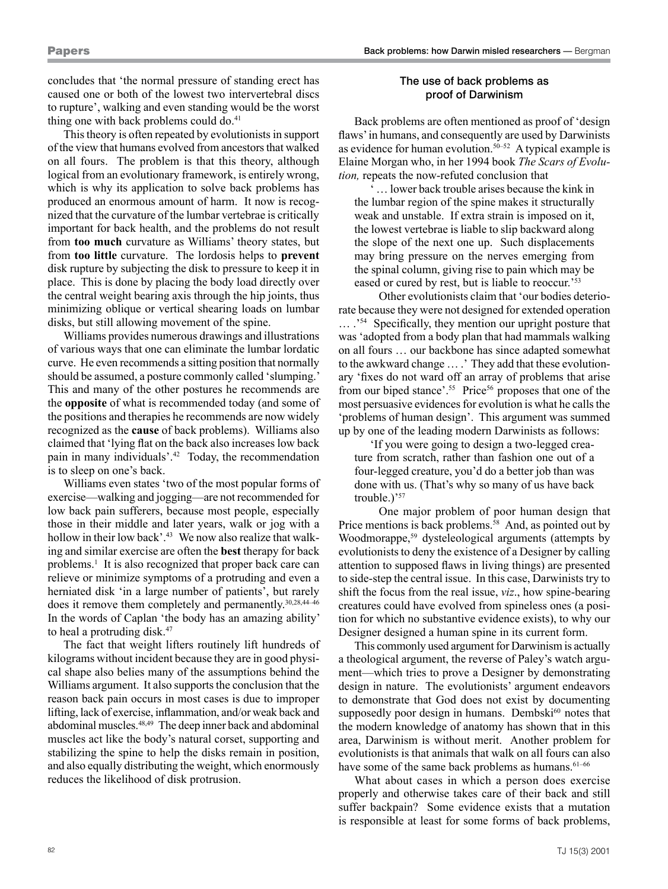concludes that 'the normal pressure of standing erect has caused one or both of the lowest two intervertebral discs to rupture', walking and even standing would be the worst thing one with back problems could do.[41]

This theory is often repeated by evolutionists in support of the view that humans evolved from ancestors that walked on all fours. The problem is that this theory, although logical from an evolutionary framework, is entirely wrong, which is why its application to solve back problems has produced an enormous amount of harm. It now is recognized that the curvature of the lumbar vertebrae is critically important for back health, and the problems do not result from **too much** curvature as Williams' theory states, but from **too little** curvature. The lordosis helps to **prevent** disk rupture by subjecting the disk to pressure to keep it in place. This is done by placing the body load directly over the central weight bearing axis through the hip joints, thus minimizing oblique or vertical shearing loads on lumbar disks, but still allowing movement of the spine.

Williams provides numerous drawings and illustrations of various ways that one can eliminate the lumbar lordatic curve. He even recommends a sitting position that normally should be assumed, a posture commonly called 'slumping.' This and many of the other postures he recommends are the **opposite** of what is recommended today (and some of the positions and therapies he recommends are now widely recognized as the **cause** of back problems). Williams also claimed that 'lying flat on the back also increases low back pain in many individuals'.[42] Today, the recommendation is to sleep on one's back.

Williams even states 'two of the most popular forms of exercise—walking and jogging—are not recommended for low back pain sufferers, because most people, especially those in their middle and later years, walk or jog with a hollow in their low back'.[43] We now also realize that walking and similar exercise are often the **best** therapy for back problems.[1] It is also recognized that proper back care can relieve or minimize symptoms of a protruding and even a herniated disk 'in a large number of patients', but rarely does it remove them completely and permanently.[30,28,44–46] In the words of Caplan 'the body has an amazing ability' to heal a protruding disk.[47]

The fact that weight lifters routinely lift hundreds of kilograms without incident because they are in good physical shape also belies many of the assumptions behind the Williams argument. It also supports the conclusion that the reason back pain occurs in most cases is due to improper lifting, lack of exercise, inflammation, and/or weak back and abdominal muscles.[48,49] The deep inner back and abdominal muscles act like the body's natural corset, supporting and stabilizing the spine to help the disks remain in position, and also equally distributing the weight, which enormously reduces the likelihood of disk protrusion.

## The use of back problems as proof of Darwinism

Back problems are often mentioned as proof of 'design flaws' in humans, and consequently are used by Darwinists as evidence for human evolution.[50–52] A typical example is Elaine Morgan who, in her 1994 book *The Scars of Evolution,* repeats the now-refuted conclusion that

> '… lower back trouble arises because the kink in the lumbar region of the spine makes it structurally weak and unstable. If extra strain is imposed on it, the lowest vertebrae is liable to slip backward along the slope of the next one up. Such displacements may bring pressure on the nerves emerging from the spinal column, giving rise to pain which may be eased or cured by rest, but is liable to reoccur.'[53]

Other evolutionists claim that 'our bodies deteriorate because they were not designed for extended operation … .'[54] Specifically, they mention our upright posture that was 'adopted from a body plan that had mammals walking on all fours … our backbone has since adapted somewhat to the awkward change … .' They add that these evolutionary 'fixes do not ward off an array of problems that arise from our biped stance'.[55] Price[56] proposes that one of the most persuasive evidences for evolution is what he calls the 'problems of human design'. This argument was summed up by one of the leading modern Darwinists as follows:

> 'If you were going to design a two-legged creature from scratch, rather than fashion one out of a four-legged creature, you'd do a better job than was done with us. (That's why so many of us have back trouble.)'[57]

One major problem of poor human design that Price mentions is back problems.[58] And, as pointed out by Woodmorappe,[59] dysteleological arguments (attempts by evolutionists to deny the existence of a Designer by calling attention to supposed flaws in living things) are presented to side-step the central issue. In this case, Darwinists try to shift the focus from the real issue, *viz*., how spine-bearing creatures could have evolved from spineless ones (a position for which no substantive evidence exists), to why our Designer designed a human spine in its current form.

This commonly used argument for Darwinism is actually a theological argument, the reverse of Paley's watch argument—which tries to prove a Designer by demonstrating design in nature. The evolutionists' argument endeavors to demonstrate that God does not exist by documenting supposedly poor design in humans. Dembski[60] notes that the modern knowledge of anatomy has shown that in this area, Darwinism is without merit. Another problem for evolutionists is that animals that walk on all fours can also have some of the same back problems as humans.[61–66]

What about cases in which a person does exercise properly and otherwise takes care of their back and still suffer backpain? Some evidence exists that a mutation is responsible at least for some forms of back problems,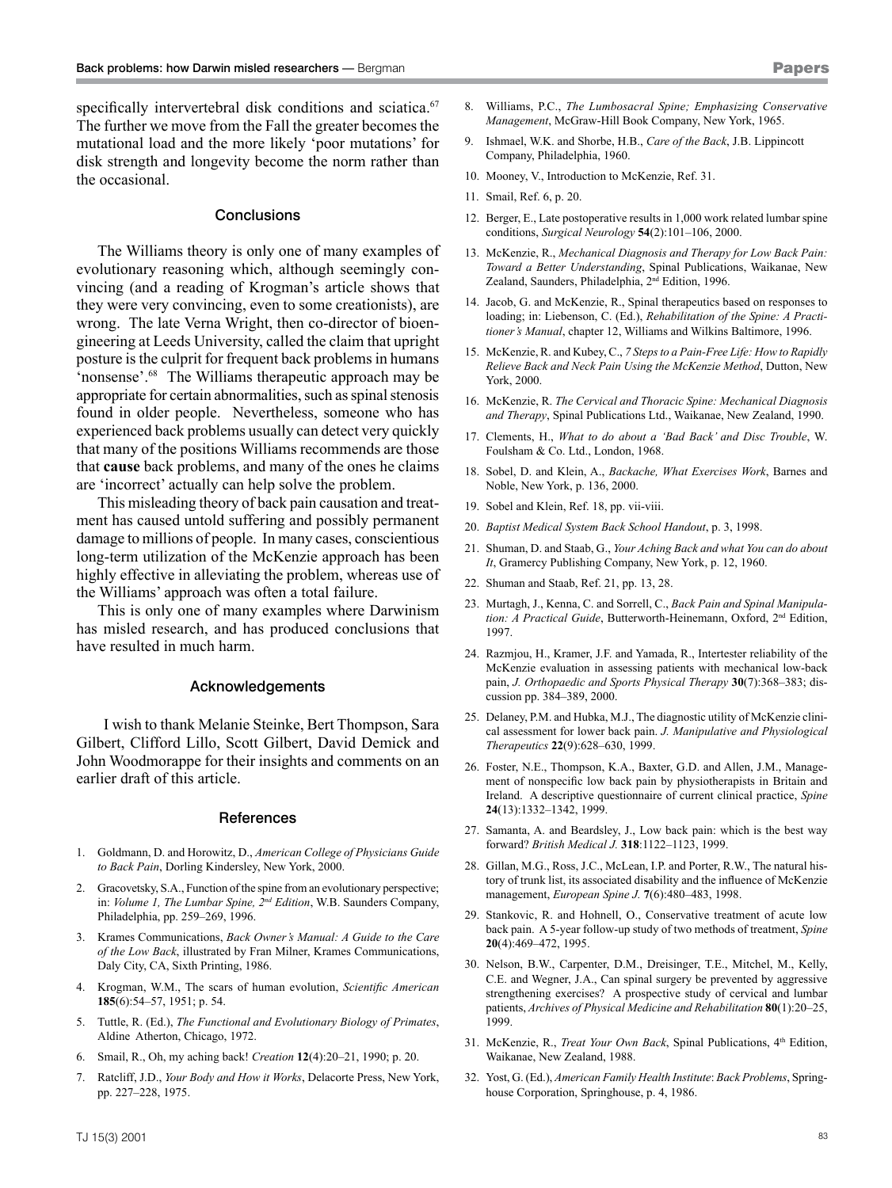specifically intervertebral disk conditions and sciatica.[67] The further we move from the Fall the greater becomes the mutational load and the more likely 'poor mutations' for disk strength and longevity become the norm rather than the occasional.

## Conclusions

The Williams theory is only one of many examples of evolutionary reasoning which, although seemingly convincing (and a reading of Krogman's article shows that they were very convincing, even to some creationists), are wrong. The late Verna Wright, then co-director of bioengineering at Leeds University, called the claim that upright posture is the culprit for frequent back problems in humans 'nonsense'.[68] The Williams therapeutic approach may be appropriate for certain abnormalities, such as spinal stenosis found in older people. Nevertheless, someone who has experienced back problems usually can detect very quickly that many of the positions Williams recommends are those that **cause** back problems, and many of the ones he claims are 'incorrect' actually can help solve the problem.

This misleading theory of back pain causation and treatment has caused untold suffering and possibly permanent damage to millions of people. In many cases, conscientious long-term utilization of the McKenzie approach has been highly effective in alleviating the problem, whereas use of the Williams' approach was often a total failure.

This is only one of many examples where Darwinism has misled research, and has produced conclusions that have resulted in much harm.

## Acknowledgements

I wish to thank Melanie Steinke, Bert Thompson, Sara Gilbert, Clifford Lillo, Scott Gilbert, David Demick and John Woodmorappe for their insights and comments on an earlier draft of this article.

## References

1. Goldmann, D. and Horowitz, D., *American College of Physicians Guide to Back Pain*, Dorling Kindersley, New York, 2000.
2. Gracovetsky, S.A., Function of the spine from an evolutionary perspective; in: *Volume 1, The Lumbar Spine, 2nd Edition*, W.B. Saunders Company, Philadelphia, pp. 259–269, 1996.
3. Krames Communications, *Back Owner's Manual: A Guide to the Care of the Low Back*, illustrated by Fran Milner, Krames Communications, Daly City, CA, Sixth Printing, 1986.
4. Krogman, W.M., The scars of human evolution, *Scientific American* **185**(6):54–57, 1951; p. 54.
5. Tuttle, R. (Ed.), *The Functional and Evolutionary Biology of Primates*, Aldine Atherton, Chicago, 1972.
6. Smail, R., Oh, my aching back! *Creation* **12**(4):20–21, 1990; p. 20.
7. Ratcliff, J.D., *Your Body and How it Works*, Delacorte Press, New York, pp. 227–228, 1975.
8. Williams, P.C., *The Lumbosacral Spine; Emphasizing Conservative Management*, McGraw-Hill Book Company, New York, 1965.
9. Ishmael, W.K. and Shorbe, H.B., *Care of the Back*, J.B. Lippincott Company, Philadelphia, 1960.
10. Mooney, V., Introduction to McKenzie, Ref. 31.
11. Smail, Ref. 6, p. 20.
12. Berger, E., Late postoperative results in 1,000 work related lumbar spine conditions, *Surgical Neurology* **54**(2):101–106, 2000.
13. McKenzie, R., *Mechanical Diagnosis and Therapy for Low Back Pain: Toward a Better Understanding*, Spinal Publications, Waikanae, New Zealand, Saunders, Philadelphia, 2nd Edition, 1996.
14. Jacob, G. and McKenzie, R., Spinal therapeutics based on responses to loading; in: Liebenson, C. (Ed.), *Rehabilitation of the Spine: A Practitioner's Manual*, chapter 12, Williams and Wilkins Baltimore, 1996.
15. McKenzie, R. and Kubey, C., *7 Steps to a Pain-Free Life: How to Rapidly Relieve Back and Neck Pain Using the McKenzie Method*, Dutton, New York, 2000.
16. McKenzie, R. *The Cervical and Thoracic Spine: Mechanical Diagnosis and Therapy*, Spinal Publications Ltd., Waikanae, New Zealand, 1990.
17. Clements, H., *What to do about a 'Bad Back' and Disc Trouble*, W. Foulsham & Co. Ltd., London, 1968.
18. Sobel, D. and Klein, A., *Backache, What Exercises Work*, Barnes and Noble, New York, p. 136, 2000.
19. Sobel and Klein, Ref. 18, pp. vii–viii.
20. *Baptist Medical System Back School Handout*, p. 3, 1998.
21. Shuman, D. and Staab, G., *Your Aching Back and what You can do about It*, Gramercy Publishing Company, New York, p. 12, 1960.
22. Shuman and Staab, Ref. 21, pp. 13, 28.
23. Murtagh, J., Kenna, C. and Sorrell, C., *Back Pain and Spinal Manipulation: A Practical Guide*, Butterworth-Heinemann, Oxford, 2nd Edition, 1997.
24. Razmjou, H., Kramer, J.F. and Yamada, R., Intertester reliability of the McKenzie evaluation in assessing patients with mechanical low-back pain, *J. Orthopaedic and Sports Physical Therapy* **30**(7):368–383; discussion pp. 384–389, 2000.
25. Delaney, P.M. and Hubka, M.J., The diagnostic utility of McKenzie clinical assessment for lower back pain. *J. Manipulative and Physiological Therapeutics* **22**(9):628–630, 1999.
26. Foster, N.E., Thompson, K.A., Baxter, G.D. and Allen, J.M., Management of nonspecific low back pain by physiotherapists in Britain and Ireland. A descriptive questionnaire of current clinical practice, *Spine* **24**(13):1332–1342, 1999.
27. Samanta, A. and Beardsley, J., Low back pain: which is the best way forward? *British Medical J.* **318**:1122–1123, 1999.
28. Gillan, M.G., Ross, J.C., McLean, I.P. and Porter, R.W., The natural history of trunk list, its associated disability and the influence of McKenzie management, *European Spine J.* **7**(6):480–483, 1998.
29. Stankovic, R. and Hohnell, O., Conservative treatment of acute low back pain. A 5-year follow-up study of two methods of treatment, *Spine* **20**(4):469–472, 1995.
30. Nelson, B.W., Carpenter, D.M., Dreisinger, T.E., Mitchel, M., Kelly, C.E. and Wegner, J.A., Can spinal surgery be prevented by aggressive strengthening exercises? A prospective study of cervical and lumbar patients, *Archives of Physical Medicine and Rehabilitation* **80**(1):20–25, 1999.
31. McKenzie, R., *Treat Your Own Back*, Spinal Publications, 4th Edition, Waikanae, New Zealand, 1988.
32. Yost, G. (Ed.), *American Family Health Institute*: *Back Problems*, Springhouse Corporation, Springhouse, p. 4, 1986.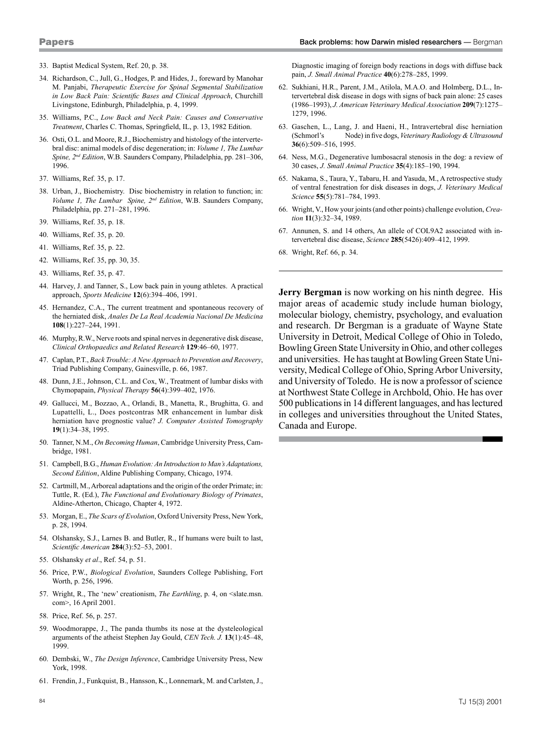33. Baptist Medical System, Ref. 20, p. 38.
34. Richardson, C., Jull, G., Hodges, P. and Hides, J., foreward by Manohar M. Panjabi, *Therapeutic Exercise for Spinal Segmental Stabilization in Low Back Pain: Scientific Bases and Clinical Approach*, Churchill Livingstone, Edinburgh, Philadelphia, p. 4, 1999.
35. Williams, P.C., *Low Back and Neck Pain: Causes and Conservative Treatment*, Charles C. Thomas, Springfield, IL, p. 13, 1982 Edition.
36. Osti, O.L. and Moore, R.J., Biochemistry and histology of the intervertebral disc: animal models of disc degeneration; in: *Volume 1, The Lumbar Spine, 2nd Edition*, W.B. Saunders Company, Philadelphia, pp. 281–306, 1996.
37. Williams, Ref. 35, p. 17.
38. Urban, J., Biochemistry. Disc biochemistry in relation to function; in: *Volume 1, The Lumbar Spine, 2nd Edition*, W.B. Saunders Company, Philadelphia, pp. 271–281, 1996.
39. Williams, Ref. 35, p. 18.
40. Williams, Ref. 35, p. 20.
41. Williams, Ref. 35, p. 22.
42. Williams, Ref. 35, pp. 30, 35.
43. Williams, Ref. 35, p. 47.
44. Harvey, J. and Tanner, S., Low back pain in young athletes. A practical approach, *Sports Medicine* **12**(6):394–406, 1991.
45. Hernandez, C.A., The current treatment and spontaneous recovery of the herniated disk, *Anales De La Real Academia Nacional De Medicina* **108**(1):227–244, 1991.
46. Murphy, R.W., Nerve roots and spinal nerves in degenerative disk disease, *Clinical Orthopaedics and Related Research* **129**:46–60, 1977.
47. Caplan, P.T., *Back Trouble: A New Approach to Prevention and Recovery*, Triad Publishing Company, Gainesville, p. 66, 1987.
48. Dunn, J.E., Johnson, C.L. and Cox, W., Treatment of lumbar disks with Chymopapain, *Physical Therapy* **56**(4):399–402, 1976.
49. Gallucci, M., Bozzao, A., Orlandi, B., Manetta, R., Brughitta, G. and Lupattelli, L., Does postcontras MR enhancement in lumbar disk herniation have prognostic value? *J. Computer Assisted Tomography* **19**(1):34–38, 1995.
50. Tanner, N.M., *On Becoming Human*, Cambridge University Press, Cambridge, 1981.
51. Campbell, B.G., *Human Evolution: An Introduction to Man's Adaptations, Second Edition*, Aldine Publishing Company, Chicago, 1974.
52. Cartmill, M., Arboreal adaptations and the origin of the order Primate; in: Tuttle, R. (Ed.), *The Functional and Evolutionary Biology of Primates*, Aldine-Atherton, Chicago, Chapter 4, 1972.
53. Morgan, E., *The Scars of Evolution*, Oxford University Press, New York, p. 28, 1994.
54. Olshansky, S.J., Larnes B. and Butler, R., If humans were built to last, *Scientific American* **284**(3):52–53, 2001.
55. Olshansky *et al*., Ref. 54, p. 51.
56. Price, P.W., *Biological Evolution*, Saunders College Publishing, Fort Worth, p. 256, 1996.
57. Wright, R., The 'new' creationism, *The Earthling*, p. 4, on <slate.msn.com>, 16 April 2001.
58. Price, Ref. 56, p. 257.
59. Woodmorappe, J., The panda thumbs its nose at the dysteleological arguments of the atheist Stephen Jay Gould, *CEN Tech. J.* **13**(1):45–48, 1999.
60. Dembski, W., *The Design Inference*, Cambridge University Press, New York, 1998.
61. Frendin, J., Funkquist, B., Hansson, K., Lonnemark, M. and Carlsten, J., Diagnostic imaging of foreign body reactions in dogs with diffuse back pain, *J. Small Animal Practice* **40**(6):278–285, 1999.
62. Sukhiani, H.R., Parent, J.M., Atilola, M.A.O. and Holmberg, D.L., Intervertebral disk disease in dogs with signs of back pain alone: 25 cases (1986–1993), *J. American Veterinary Medical Association* **209**(7):1275–1279, 1996.
63. Gaschen, L., Lang, J. and Haeni, H., Intravertebral disc herniation (Schmorl's Node) in five dogs, *Veterinary Radiology & Ultrasound* **36**(6):509–516, 1995.
64. Ness, M.G., Degenerative lumbosacral stenosis in the dog: a review of 30 cases, *J. Small Animal Practice* **35**(4):185–190, 1994.
65. Nakama, S., Taura, Y., Tabaru, H. and Yasuda, M., A retrospective study of ventral fenestration for disk diseases in dogs, *J. Veterinary Medical Science* **55**(5):781–784, 1993.
66. Wright, V., How your joints (and other points) challenge evolution, *Creation* **11**(3):32–34, 1989.
67. Annunen, S. and 14 others, An allele of COL9A2 associated with intervertebral disc disease, *Science* **285**(5426):409–412, 1999.
68. Wright, Ref. 66, p. 34.

---

**Jerry Bergman** is now working on his ninth degree. His major areas of academic study include human biology, molecular biology, chemistry, psychology, and evaluation and research. Dr Bergman is a graduate of Wayne State University in Detroit, Medical College of Ohio in Toledo, Bowling Green State University in Ohio, and other colleges and universities. He has taught at Bowling Green State University, Medical College of Ohio, Spring Arbor University, and University of Toledo. He is now a professor of science at Northwest State College in Archbold, Ohio. He has over 500 publications in 14 different languages, and has lectured in colleges and universities throughout the United States, Canada and Europe.